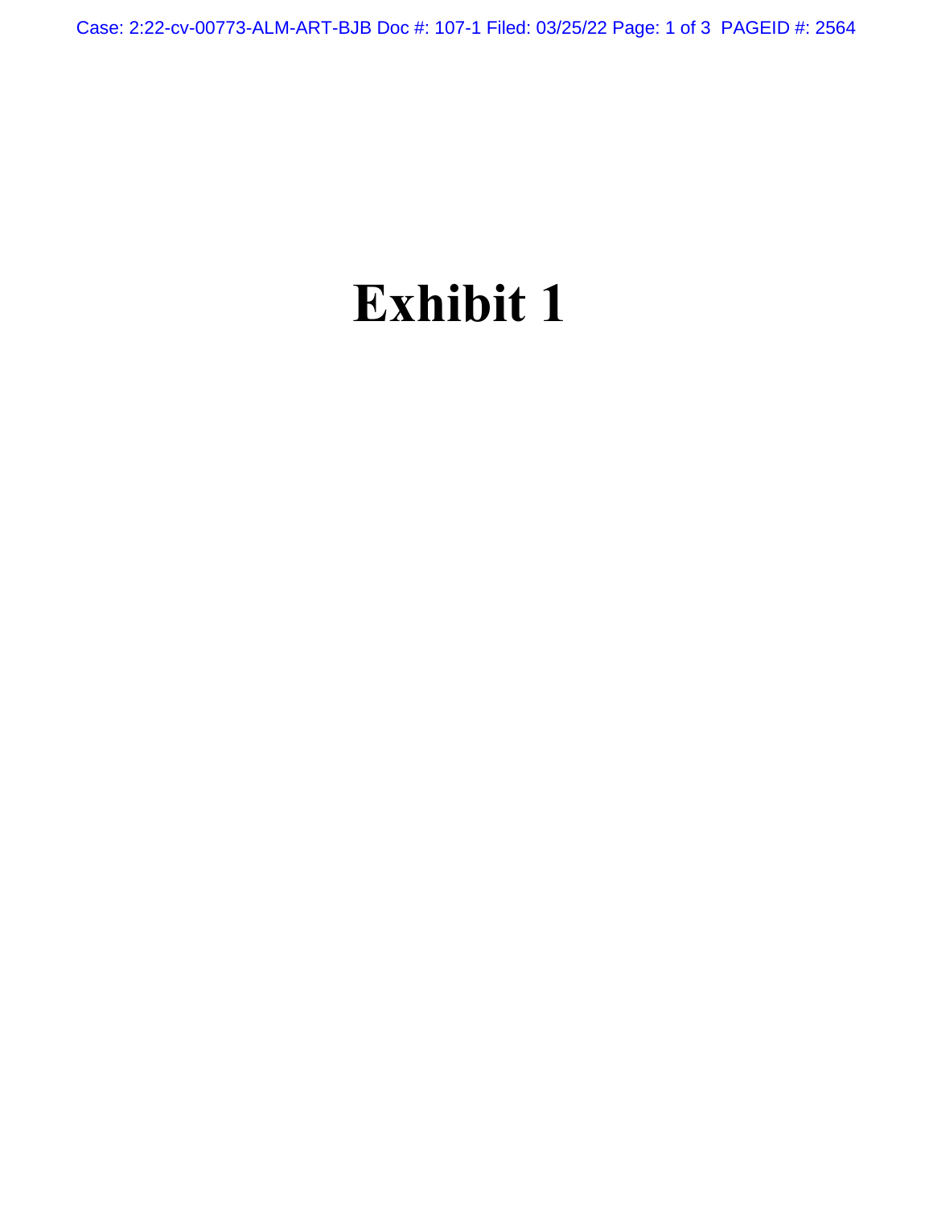# Exhibit 1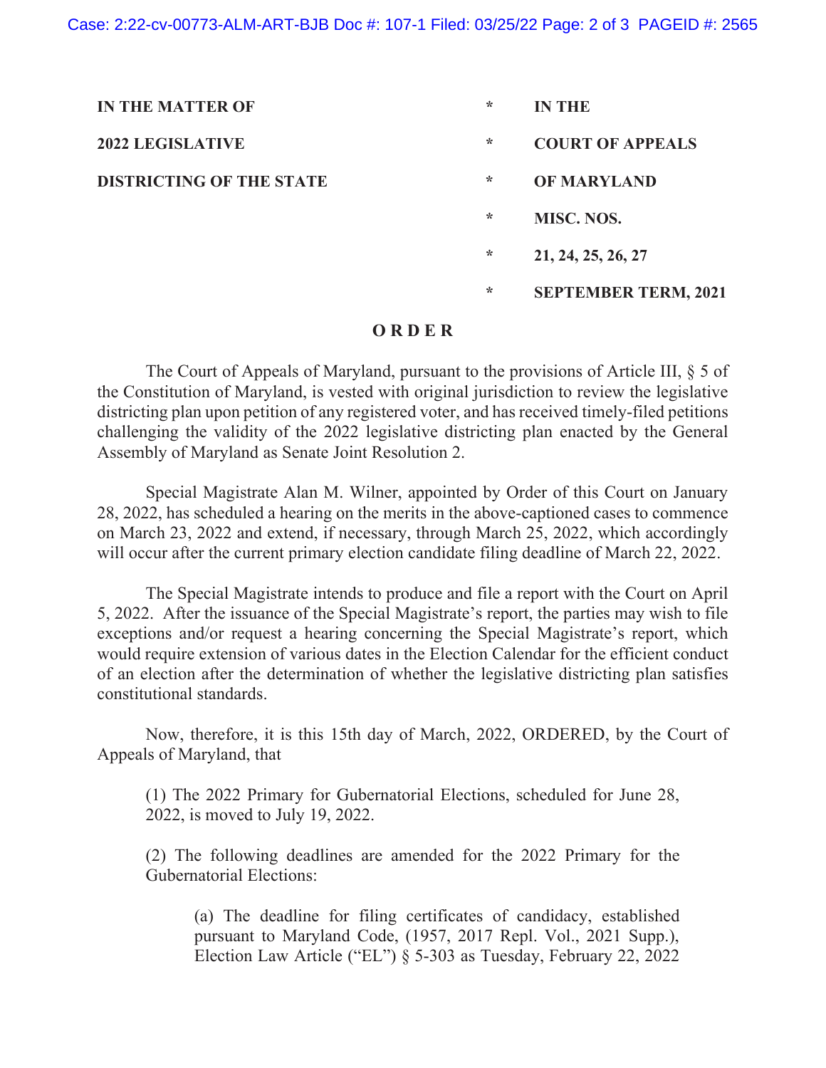| IN THE MATTER OF | * | IN THE |
| --- | --- | --- |
| 2022 LEGISLATIVE | * | COURT OF APPEALS |
| DISTRICTING OF THE STATE | * | OF MARYLAND |
| | * | MISC. NOS. |
| | * | 21, 24, 25, 26, 27 |
| | * | SEPTEMBER TERM, 2021 |

# O R D E R

The Court of Appeals of Maryland, pursuant to the provisions of Article III, § 5 of the Constitution of Maryland, is vested with original jurisdiction to review the legislative districting plan upon petition of any registered voter, and has received timely-filed petitions challenging the validity of the 2022 legislative districting plan enacted by the General Assembly of Maryland as Senate Joint Resolution 2.

Special Magistrate Alan M. Wilner, appointed by Order of this Court on January 28, 2022, has scheduled a hearing on the merits in the above-captioned cases to commence on March 23, 2022 and extend, if necessary, through March 25, 2022, which accordingly will occur after the current primary election candidate filing deadline of March 22, 2022.

The Special Magistrate intends to produce and file a report with the Court on April 5, 2022. After the issuance of the Special Magistrate's report, the parties may wish to file exceptions and/or request a hearing concerning the Special Magistrate's report, which would require extension of various dates in the Election Calendar for the efficient conduct of an election after the determination of whether the legislative districting plan satisfies constitutional standards.

Now, therefore, it is this 15th day of March, 2022, ORDERED, by the Court of Appeals of Maryland, that

> (1) The 2022 Primary for Gubernatorial Elections, scheduled for June 28, 2022, is moved to July 19, 2022.
>
> (2) The following deadlines are amended for the 2022 Primary for the Gubernatorial Elections:
>
> > (a) The deadline for filing certificates of candidacy, established pursuant to Maryland Code, (1957, 2017 Repl. Vol., 2021 Supp.), Election Law Article ("EL") § 5-303 as Tuesday, February 22, 2022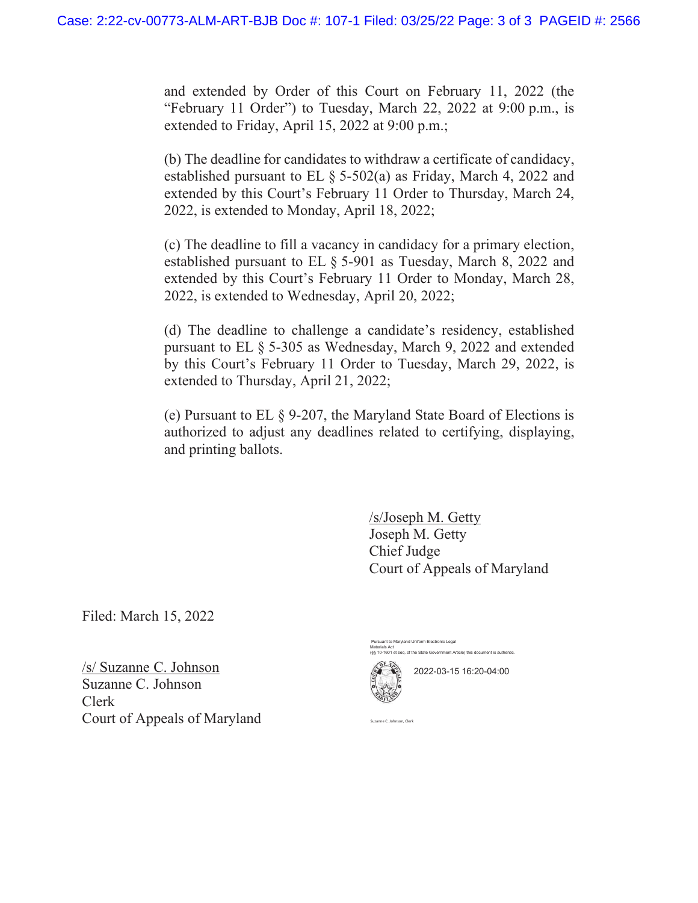and extended by Order of this Court on February 11, 2022 (the "February 11 Order") to Tuesday, March 22, 2022 at 9:00 p.m., is extended to Friday, April 15, 2022 at 9:00 p.m.;

(b) The deadline for candidates to withdraw a certificate of candidacy, established pursuant to EL § 5-502(a) as Friday, March 4, 2022 and extended by this Court's February 11 Order to Thursday, March 24, 2022, is extended to Monday, April 18, 2022;

(c) The deadline to fill a vacancy in candidacy for a primary election, established pursuant to EL § 5-901 as Tuesday, March 8, 2022 and extended by this Court's February 11 Order to Monday, March 28, 2022, is extended to Wednesday, April 20, 2022;

(d) The deadline to challenge a candidate's residency, established pursuant to EL § 5-305 as Wednesday, March 9, 2022 and extended by this Court's February 11 Order to Tuesday, March 29, 2022, is extended to Thursday, April 21, 2022;

(e) Pursuant to EL § 9-207, the Maryland State Board of Elections is authorized to adjust any deadlines related to certifying, displaying, and printing ballots.

/s/Joseph M. Getty
Joseph M. Getty
Chief Judge
Court of Appeals of Maryland

Filed: March 15, 2022

/s/ Suzanne C. Johnson
Suzanne C. Johnson
Clerk
Court of Appeals of Maryland

Pursuant to Maryland Uniform Electronic Legal Materials Act (§§ 10-1601 et seq. of the State Government Article) this document is authentic.

2022-03-15 16:20-04:00

Suzanne C. Johnson, Clerk